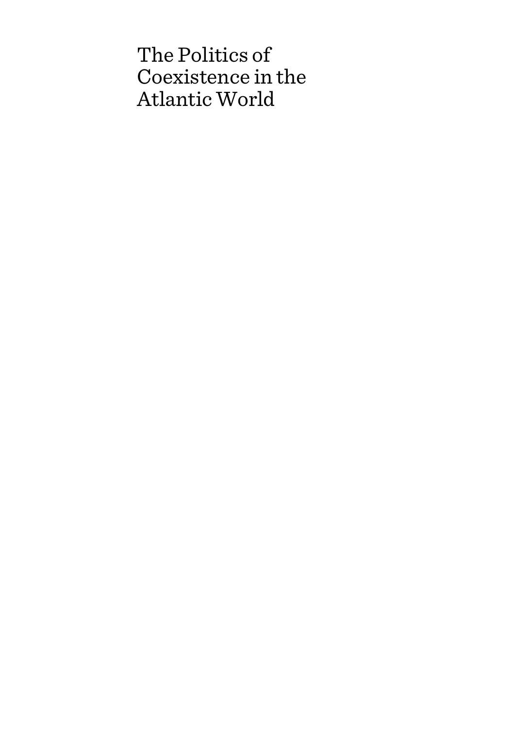# The Politics of Coexistence in the Atlantic World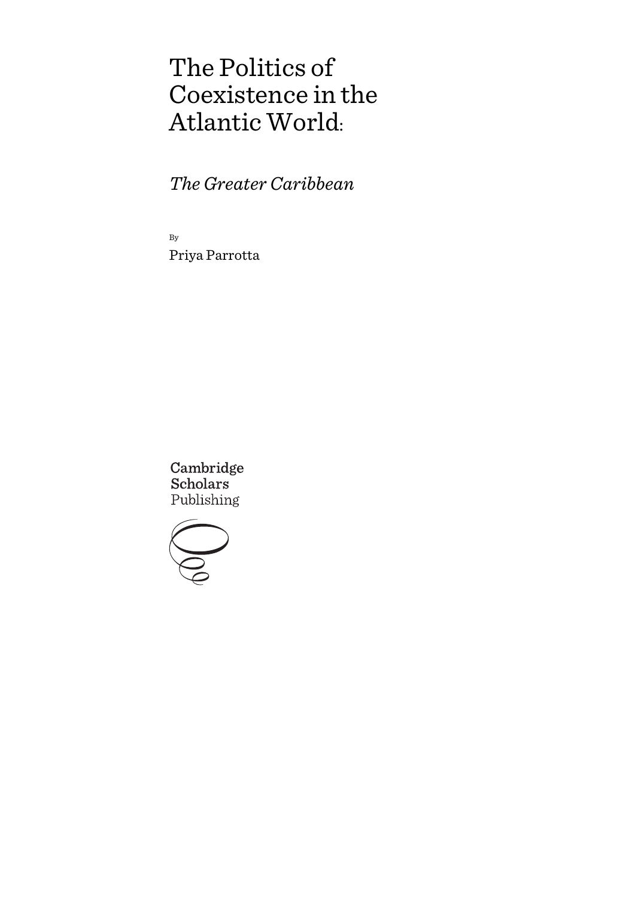# The Politics of Coexistence in the Atlantic World:

## *The Greater Caribbean*

By

Priya Parrotta

Cambridge Scholars Publishing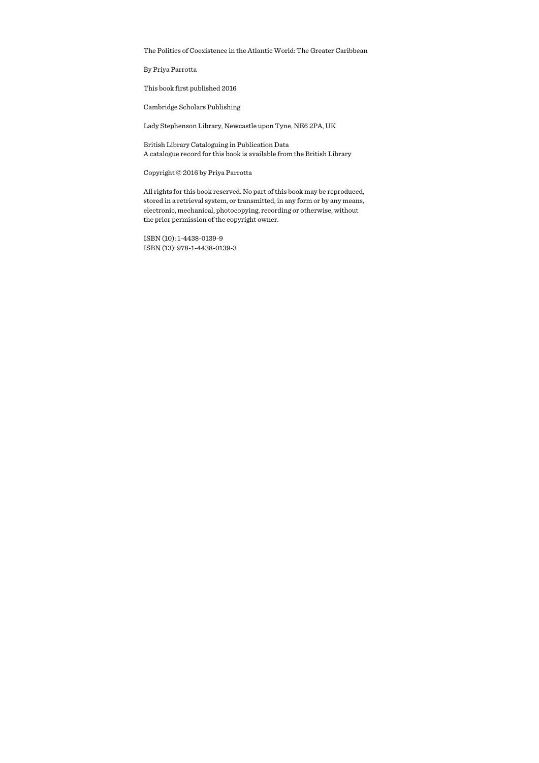The Politics of Coexistence in the Atlantic World: The Greater Caribbean

By Priya Parrotta

This book first published 2016

Cambridge Scholars Publishing

Lady Stephenson Library, Newcastle upon Tyne, NE6 2PA, UK

British Library Cataloguing in Publication Data
A catalogue record for this book is available from the British Library

Copyright © 2016 by Priya Parrotta

All rights for this book reserved. No part of this book may be reproduced, stored in a retrieval system, or transmitted, in any form or by any means, electronic, mechanical, photocopying, recording or otherwise, without the prior permission of the copyright owner.

ISBN (10): 1-4438-0139-9
ISBN (13): 978-1-4438-0139-3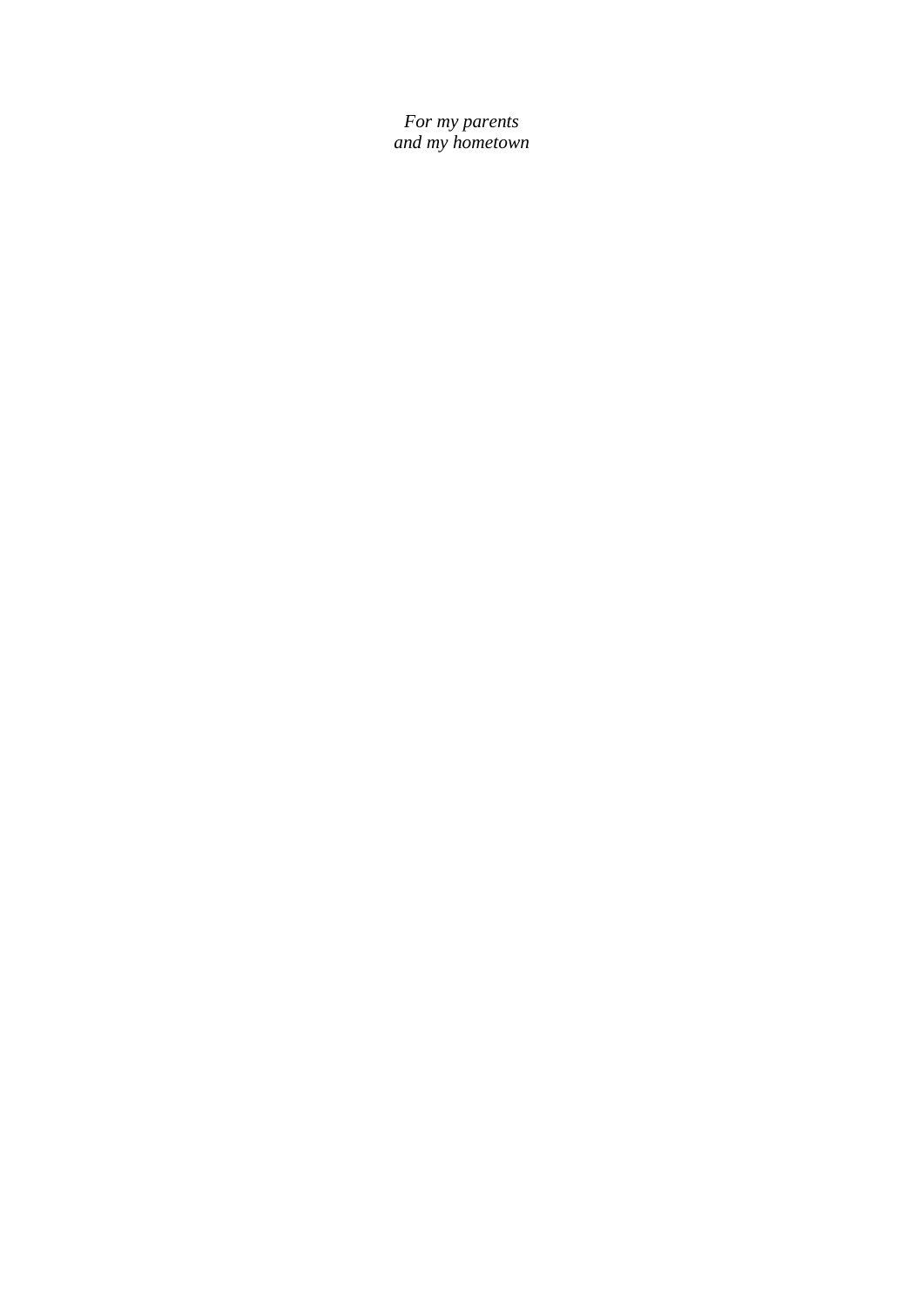*For my parents*
*and my hometown*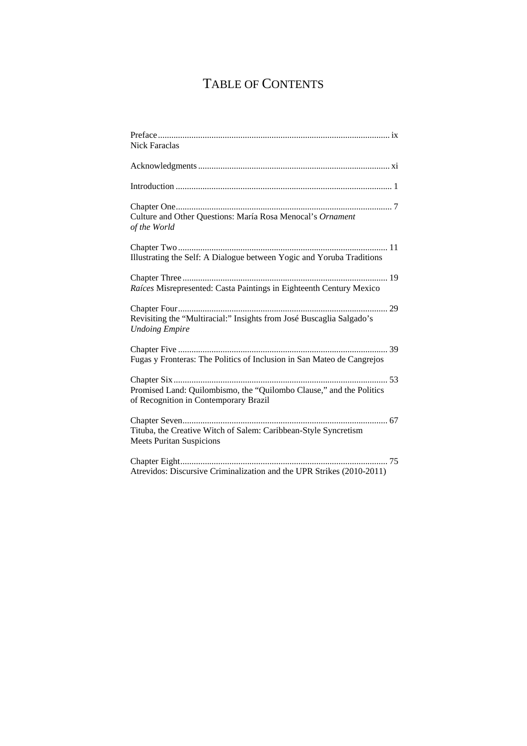# TABLE OF CONTENTS

Preface ..... ix
Nick Faraclas

Acknowledgments ..... xi

Introduction ..... 1

Chapter One ..... 7
Culture and Other Questions: María Rosa Menocal's *Ornament of the World*

Chapter Two ..... 11
Illustrating the Self: A Dialogue between Yogic and Yoruba Traditions

Chapter Three ..... 19
*Raíces* Misrepresented: Casta Paintings in Eighteenth Century Mexico

Chapter Four ..... 29
Revisiting the "Multiracial:" Insights from José Buscaglia Salgado's *Undoing Empire*

Chapter Five ..... 39
Fugas y Fronteras: The Politics of Inclusion in San Mateo de Cangrejos

Chapter Six ..... 53
Promised Land: Quilombismo, the "Quilombo Clause," and the Politics of Recognition in Contemporary Brazil

Chapter Seven ..... 67
Tituba, the Creative Witch of Salem: Caribbean-Style Syncretism Meets Puritan Suspicions

Chapter Eight ..... 75
Atrevidos: Discursive Criminalization and the UPR Strikes (2010-2011)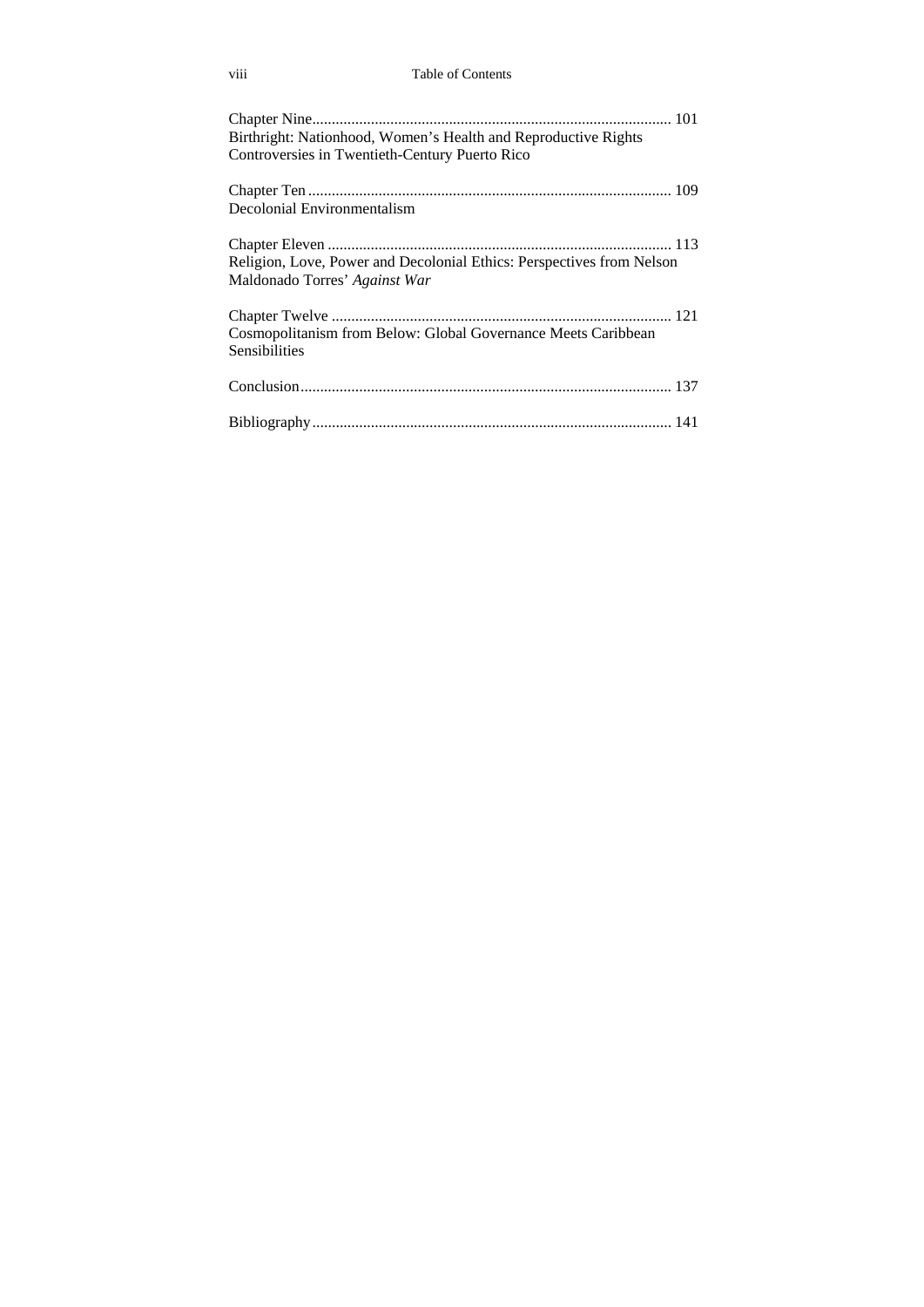Chapter Nine ........................................................................................... 101
Birthright: Nationhood, Women's Health and Reproductive Rights Controversies in Twentieth-Century Puerto Rico

Chapter Ten ............................................................................................ 109
Decolonial Environmentalism

Chapter Eleven ....................................................................................... 113
Religion, Love, Power and Decolonial Ethics: Perspectives from Nelson Maldonado Torres' *Against War*

Chapter Twelve ...................................................................................... 121
Cosmopolitanism from Below: Global Governance Meets Caribbean Sensibilities

Conclusion .............................................................................................. 137

Bibliography ........................................................................................... 141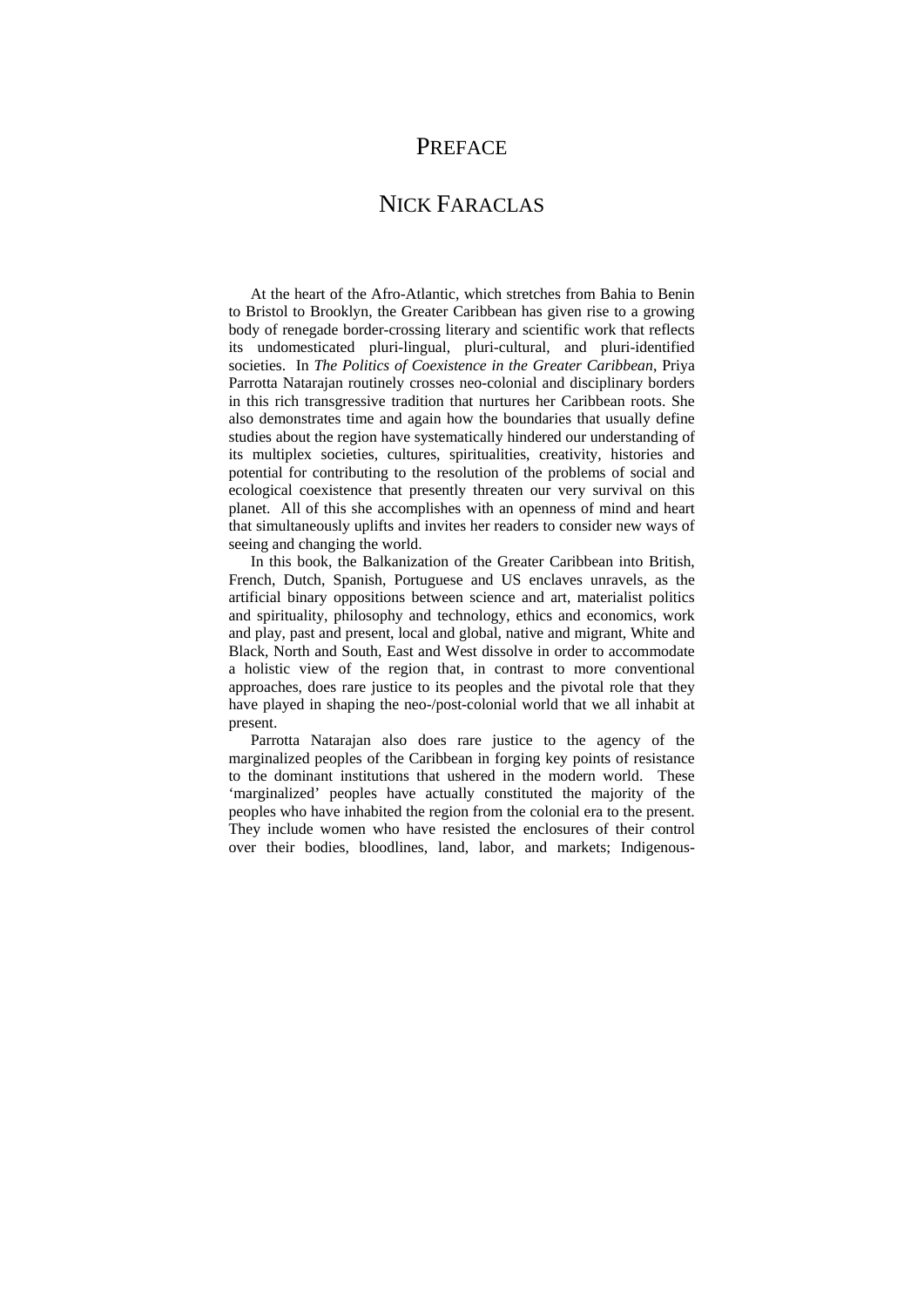# PREFACE

## NICK FARACLAS

At the heart of the Afro-Atlantic, which stretches from Bahia to Benin to Bristol to Brooklyn, the Greater Caribbean has given rise to a growing body of renegade border-crossing literary and scientific work that reflects its undomesticated pluri-lingual, pluri-cultural, and pluri-identified societies. In *The Politics of Coexistence in the Greater Caribbean*, Priya Parrotta Natarajan routinely crosses neo-colonial and disciplinary borders in this rich transgressive tradition that nurtures her Caribbean roots. She also demonstrates time and again how the boundaries that usually define studies about the region have systematically hindered our understanding of its multiplex societies, cultures, spiritualities, creativity, histories and potential for contributing to the resolution of the problems of social and ecological coexistence that presently threaten our very survival on this planet. All of this she accomplishes with an openness of mind and heart that simultaneously uplifts and invites her readers to consider new ways of seeing and changing the world.

In this book, the Balkanization of the Greater Caribbean into British, French, Dutch, Spanish, Portuguese and US enclaves unravels, as the artificial binary oppositions between science and art, materialist politics and spirituality, philosophy and technology, ethics and economics, work and play, past and present, local and global, native and migrant, White and Black, North and South, East and West dissolve in order to accommodate a holistic view of the region that, in contrast to more conventional approaches, does rare justice to its peoples and the pivotal role that they have played in shaping the neo-/post-colonial world that we all inhabit at present.

Parrotta Natarajan also does rare justice to the agency of the marginalized peoples of the Caribbean in forging key points of resistance to the dominant institutions that ushered in the modern world. These 'marginalized' peoples have actually constituted the majority of the peoples who have inhabited the region from the colonial era to the present. They include women who have resisted the enclosures of their control over their bodies, bloodlines, land, labor, and markets; Indigenous-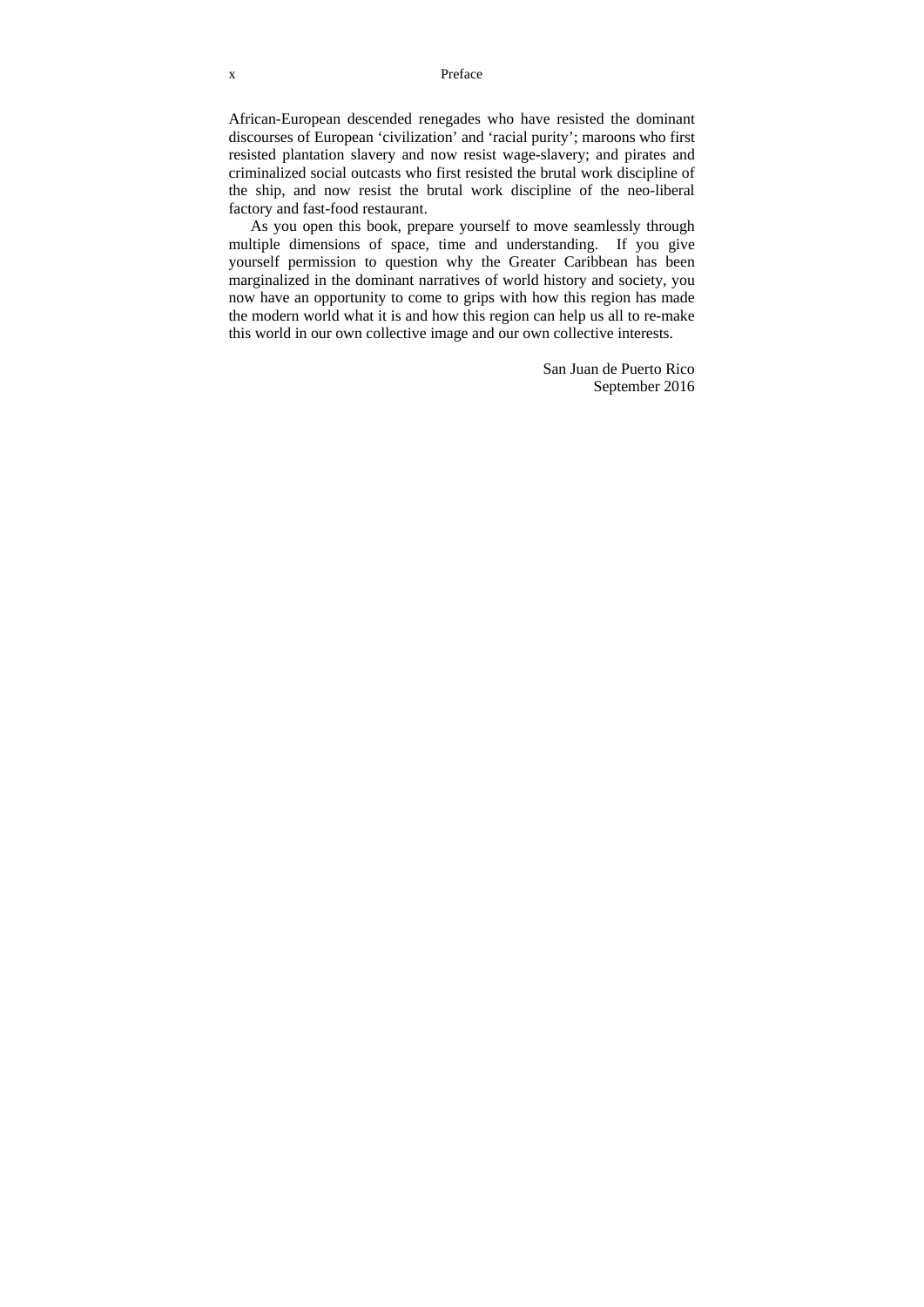African-European descended renegades who have resisted the dominant discourses of European ‘civilization’ and ‘racial purity’; maroons who first resisted plantation slavery and now resist wage-slavery; and pirates and criminalized social outcasts who first resisted the brutal work discipline of the ship, and now resist the brutal work discipline of the neo-liberal factory and fast-food restaurant.

As you open this book, prepare yourself to move seamlessly through multiple dimensions of space, time and understanding. If you give yourself permission to question why the Greater Caribbean has been marginalized in the dominant narratives of world history and society, you now have an opportunity to come to grips with how this region has made the modern world what it is and how this region can help us all to re-make this world in our own collective image and our own collective interests.

San Juan de Puerto Rico
September 2016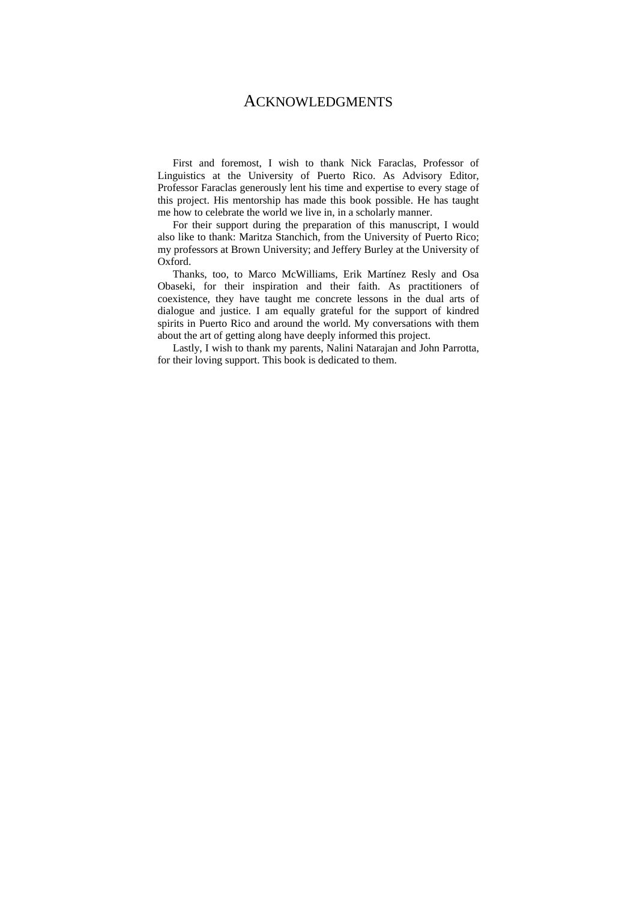# ACKNOWLEDGMENTS

First and foremost, I wish to thank Nick Faraclas, Professor of Linguistics at the University of Puerto Rico. As Advisory Editor, Professor Faraclas generously lent his time and expertise to every stage of this project. His mentorship has made this book possible. He has taught me how to celebrate the world we live in, in a scholarly manner.

For their support during the preparation of this manuscript, I would also like to thank: Maritza Stanchich, from the University of Puerto Rico; my professors at Brown University; and Jeffery Burley at the University of Oxford.

Thanks, too, to Marco McWilliams, Erik Martínez Resly and Osa Obaseki, for their inspiration and their faith. As practitioners of coexistence, they have taught me concrete lessons in the dual arts of dialogue and justice. I am equally grateful for the support of kindred spirits in Puerto Rico and around the world. My conversations with them about the art of getting along have deeply informed this project.

Lastly, I wish to thank my parents, Nalini Natarajan and John Parrotta, for their loving support. This book is dedicated to them.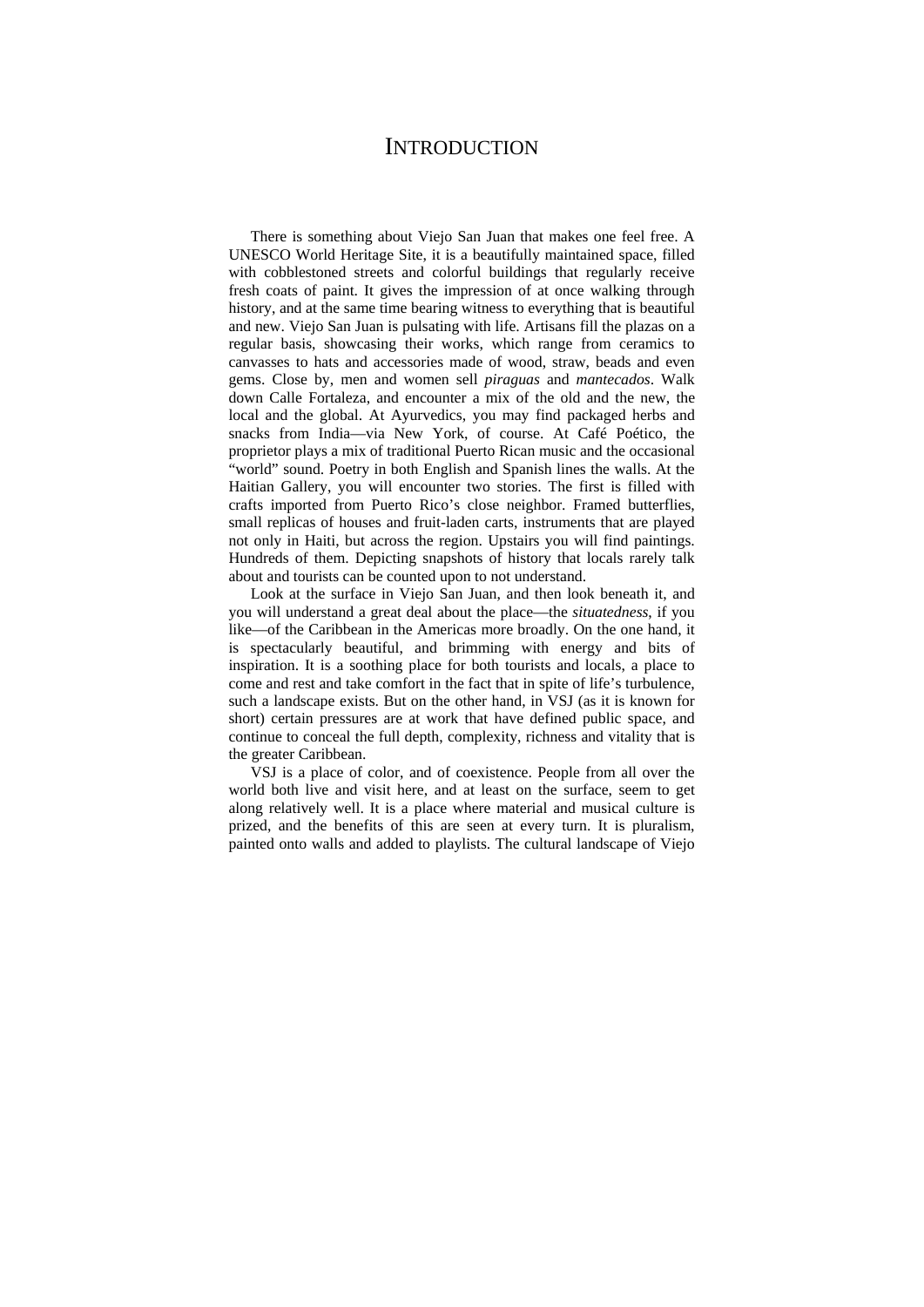# INTRODUCTION

There is something about Viejo San Juan that makes one feel free. A UNESCO World Heritage Site, it is a beautifully maintained space, filled with cobblestoned streets and colorful buildings that regularly receive fresh coats of paint. It gives the impression of at once walking through history, and at the same time bearing witness to everything that is beautiful and new. Viejo San Juan is pulsating with life. Artisans fill the plazas on a regular basis, showcasing their works, which range from ceramics to canvasses to hats and accessories made of wood, straw, beads and even gems. Close by, men and women sell *piraguas* and *mantecados*. Walk down Calle Fortaleza, and encounter a mix of the old and the new, the local and the global. At Ayurvedics, you may find packaged herbs and snacks from India—via New York, of course. At Café Poético, the proprietor plays a mix of traditional Puerto Rican music and the occasional "world" sound. Poetry in both English and Spanish lines the walls. At the Haitian Gallery, you will encounter two stories. The first is filled with crafts imported from Puerto Rico's close neighbor. Framed butterflies, small replicas of houses and fruit-laden carts, instruments that are played not only in Haiti, but across the region. Upstairs you will find paintings. Hundreds of them. Depicting snapshots of history that locals rarely talk about and tourists can be counted upon to not understand.

Look at the surface in Viejo San Juan, and then look beneath it, and you will understand a great deal about the place—the *situatedness*, if you like—of the Caribbean in the Americas more broadly. On the one hand, it is spectacularly beautiful, and brimming with energy and bits of inspiration. It is a soothing place for both tourists and locals, a place to come and rest and take comfort in the fact that in spite of life's turbulence, such a landscape exists. But on the other hand, in VSJ (as it is known for short) certain pressures are at work that have defined public space, and continue to conceal the full depth, complexity, richness and vitality that is the greater Caribbean.

VSJ is a place of color, and of coexistence. People from all over the world both live and visit here, and at least on the surface, seem to get along relatively well. It is a place where material and musical culture is prized, and the benefits of this are seen at every turn. It is pluralism, painted onto walls and added to playlists. The cultural landscape of Viejo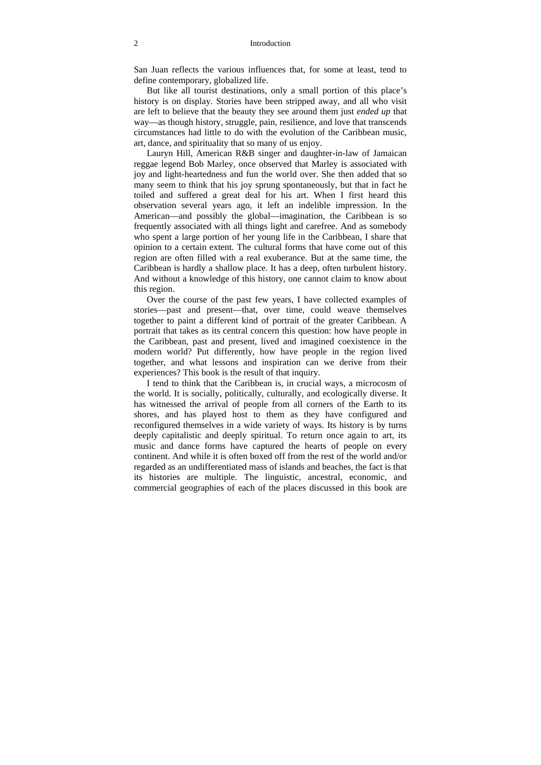San Juan reflects the various influences that, for some at least, tend to define contemporary, globalized life.

But like all tourist destinations, only a small portion of this place's history is on display. Stories have been stripped away, and all who visit are left to believe that the beauty they see around them just *ended up* that way—as though history, struggle, pain, resilience, and love that transcends circumstances had little to do with the evolution of the Caribbean music, art, dance, and spirituality that so many of us enjoy.

Lauryn Hill, American R&B singer and daughter-in-law of Jamaican reggae legend Bob Marley, once observed that Marley is associated with joy and light-heartedness and fun the world over. She then added that so many seem to think that his joy sprung spontaneously, but that in fact he toiled and suffered a great deal for his art. When I first heard this observation several years ago, it left an indelible impression. In the American—and possibly the global—imagination, the Caribbean is so frequently associated with all things light and carefree. And as somebody who spent a large portion of her young life in the Caribbean, I share that opinion to a certain extent. The cultural forms that have come out of this region are often filled with a real exuberance. But at the same time, the Caribbean is hardly a shallow place. It has a deep, often turbulent history. And without a knowledge of this history, one cannot claim to know about this region.

Over the course of the past few years, I have collected examples of stories—past and present—that, over time, could weave themselves together to paint a different kind of portrait of the greater Caribbean. A portrait that takes as its central concern this question: how have people in the Caribbean, past and present, lived and imagined coexistence in the modern world? Put differently, how have people in the region lived together, and what lessons and inspiration can we derive from their experiences? This book is the result of that inquiry.

I tend to think that the Caribbean is, in crucial ways, a microcosm of the world. It is socially, politically, culturally, and ecologically diverse. It has witnessed the arrival of people from all corners of the Earth to its shores, and has played host to them as they have configured and reconfigured themselves in a wide variety of ways. Its history is by turns deeply capitalistic and deeply spiritual. To return once again to art, its music and dance forms have captured the hearts of people on every continent. And while it is often boxed off from the rest of the world and/or regarded as an undifferentiated mass of islands and beaches, the fact is that its histories are multiple. The linguistic, ancestral, economic, and commercial geographies of each of the places discussed in this book are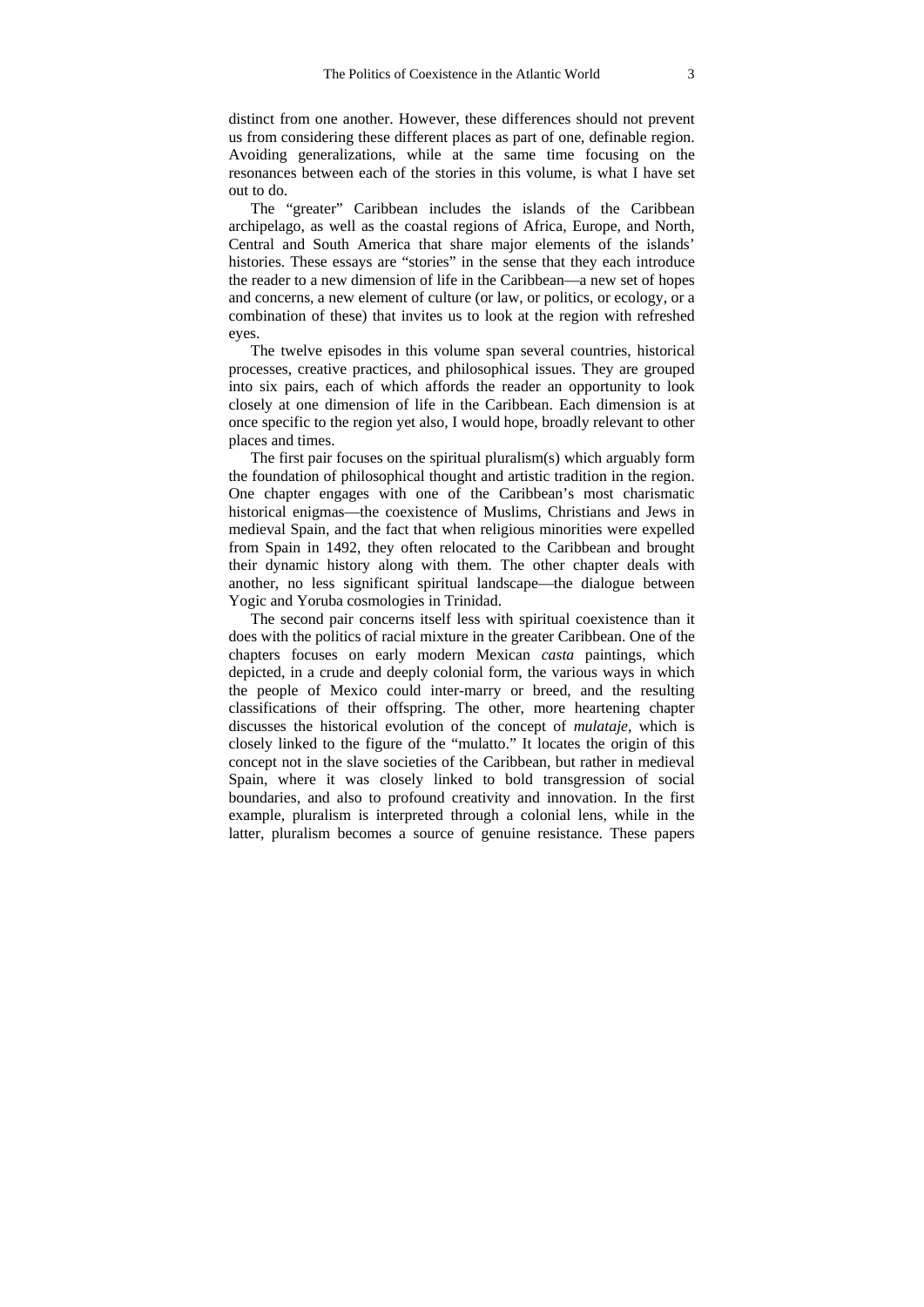distinct from one another. However, these differences should not prevent us from considering these different places as part of one, definable region. Avoiding generalizations, while at the same time focusing on the resonances between each of the stories in this volume, is what I have set out to do.

The "greater" Caribbean includes the islands of the Caribbean archipelago, as well as the coastal regions of Africa, Europe, and North, Central and South America that share major elements of the islands' histories. These essays are "stories" in the sense that they each introduce the reader to a new dimension of life in the Caribbean—a new set of hopes and concerns, a new element of culture (or law, or politics, or ecology, or a combination of these) that invites us to look at the region with refreshed eyes.

The twelve episodes in this volume span several countries, historical processes, creative practices, and philosophical issues. They are grouped into six pairs, each of which affords the reader an opportunity to look closely at one dimension of life in the Caribbean. Each dimension is at once specific to the region yet also, I would hope, broadly relevant to other places and times.

The first pair focuses on the spiritual pluralism(s) which arguably form the foundation of philosophical thought and artistic tradition in the region. One chapter engages with one of the Caribbean's most charismatic historical enigmas—the coexistence of Muslims, Christians and Jews in medieval Spain, and the fact that when religious minorities were expelled from Spain in 1492, they often relocated to the Caribbean and brought their dynamic history along with them. The other chapter deals with another, no less significant spiritual landscape—the dialogue between Yogic and Yoruba cosmologies in Trinidad.

The second pair concerns itself less with spiritual coexistence than it does with the politics of racial mixture in the greater Caribbean. One of the chapters focuses on early modern Mexican *casta* paintings, which depicted, in a crude and deeply colonial form, the various ways in which the people of Mexico could inter-marry or breed, and the resulting classifications of their offspring. The other, more heartening chapter discusses the historical evolution of the concept of *mulataje*, which is closely linked to the figure of the "mulatto." It locates the origin of this concept not in the slave societies of the Caribbean, but rather in medieval Spain, where it was closely linked to bold transgression of social boundaries, and also to profound creativity and innovation. In the first example, pluralism is interpreted through a colonial lens, while in the latter, pluralism becomes a source of genuine resistance. These papers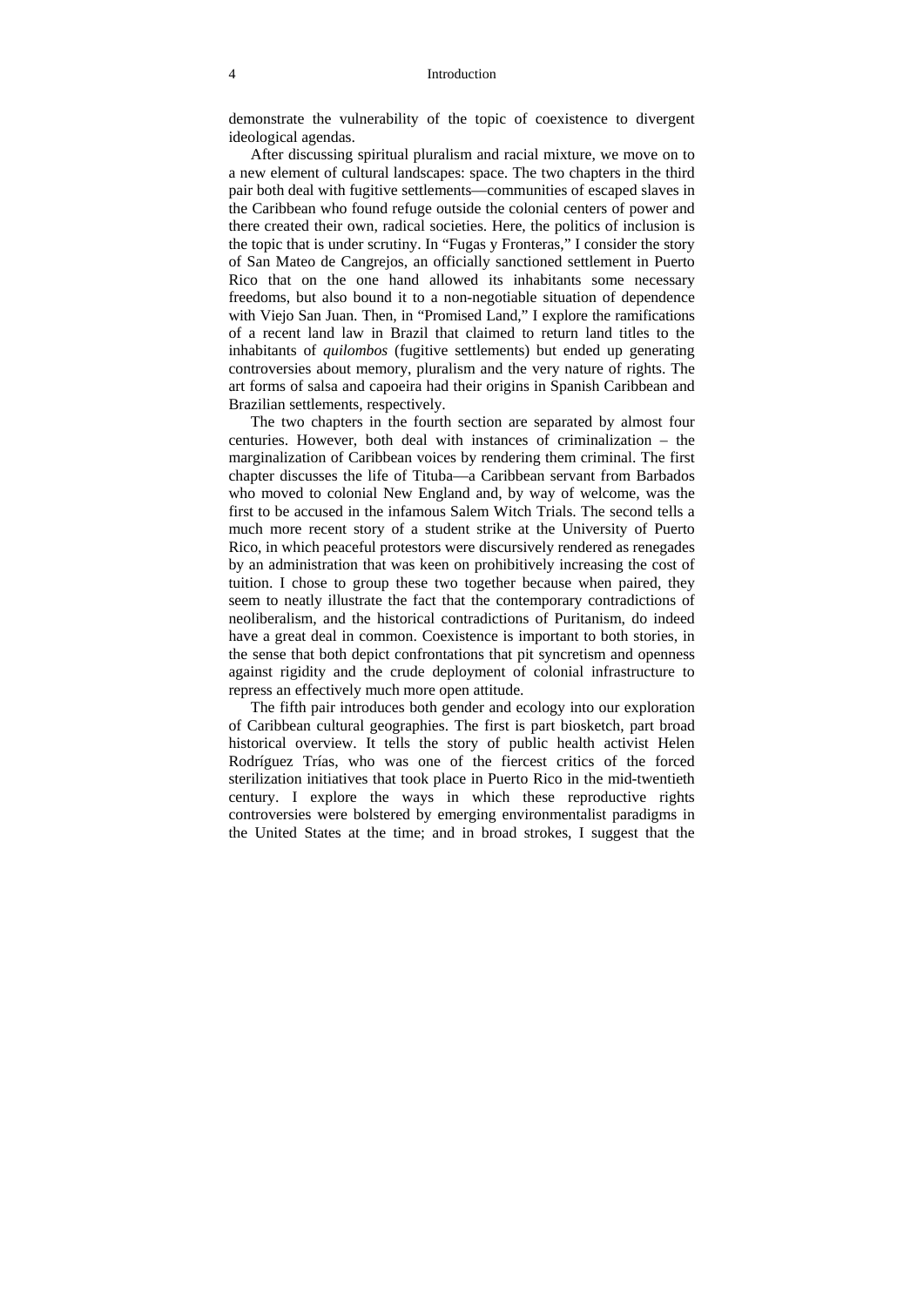demonstrate the vulnerability of the topic of coexistence to divergent ideological agendas.

After discussing spiritual pluralism and racial mixture, we move on to a new element of cultural landscapes: space. The two chapters in the third pair both deal with fugitive settlements—communities of escaped slaves in the Caribbean who found refuge outside the colonial centers of power and there created their own, radical societies. Here, the politics of inclusion is the topic that is under scrutiny. In "Fugas y Fronteras," I consider the story of San Mateo de Cangrejos, an officially sanctioned settlement in Puerto Rico that on the one hand allowed its inhabitants some necessary freedoms, but also bound it to a non-negotiable situation of dependence with Viejo San Juan. Then, in "Promised Land," I explore the ramifications of a recent land law in Brazil that claimed to return land titles to the inhabitants of *quilombos* (fugitive settlements) but ended up generating controversies about memory, pluralism and the very nature of rights. The art forms of salsa and capoeira had their origins in Spanish Caribbean and Brazilian settlements, respectively.

The two chapters in the fourth section are separated by almost four centuries. However, both deal with instances of criminalization – the marginalization of Caribbean voices by rendering them criminal. The first chapter discusses the life of Tituba—a Caribbean servant from Barbados who moved to colonial New England and, by way of welcome, was the first to be accused in the infamous Salem Witch Trials. The second tells a much more recent story of a student strike at the University of Puerto Rico, in which peaceful protestors were discursively rendered as renegades by an administration that was keen on prohibitively increasing the cost of tuition. I chose to group these two together because when paired, they seem to neatly illustrate the fact that the contemporary contradictions of neoliberalism, and the historical contradictions of Puritanism, do indeed have a great deal in common. Coexistence is important to both stories, in the sense that both depict confrontations that pit syncretism and openness against rigidity and the crude deployment of colonial infrastructure to repress an effectively much more open attitude.

The fifth pair introduces both gender and ecology into our exploration of Caribbean cultural geographies. The first is part biosketch, part broad historical overview. It tells the story of public health activist Helen Rodríguez Trías, who was one of the fiercest critics of the forced sterilization initiatives that took place in Puerto Rico in the mid-twentieth century. I explore the ways in which these reproductive rights controversies were bolstered by emerging environmentalist paradigms in the United States at the time; and in broad strokes, I suggest that the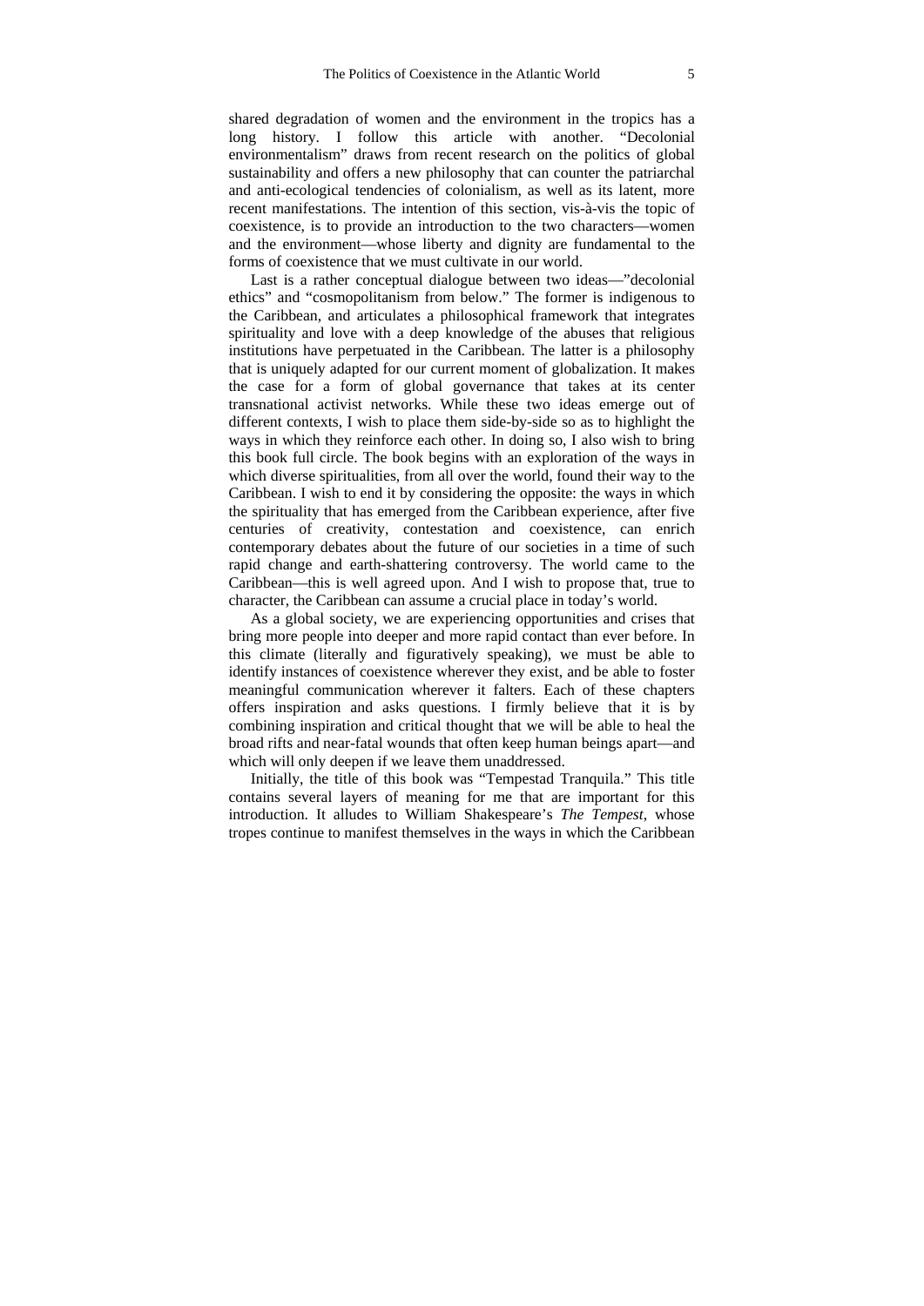shared degradation of women and the environment in the tropics has a long history. I follow this article with another. "Decolonial environmentalism" draws from recent research on the politics of global sustainability and offers a new philosophy that can counter the patriarchal and anti-ecological tendencies of colonialism, as well as its latent, more recent manifestations. The intention of this section, vis-à-vis the topic of coexistence, is to provide an introduction to the two characters—women and the environment—whose liberty and dignity are fundamental to the forms of coexistence that we must cultivate in our world.

Last is a rather conceptual dialogue between two ideas—"decolonial ethics" and "cosmopolitanism from below." The former is indigenous to the Caribbean, and articulates a philosophical framework that integrates spirituality and love with a deep knowledge of the abuses that religious institutions have perpetuated in the Caribbean. The latter is a philosophy that is uniquely adapted for our current moment of globalization. It makes the case for a form of global governance that takes at its center transnational activist networks. While these two ideas emerge out of different contexts, I wish to place them side-by-side so as to highlight the ways in which they reinforce each other. In doing so, I also wish to bring this book full circle. The book begins with an exploration of the ways in which diverse spiritualities, from all over the world, found their way to the Caribbean. I wish to end it by considering the opposite: the ways in which the spirituality that has emerged from the Caribbean experience, after five centuries of creativity, contestation and coexistence, can enrich contemporary debates about the future of our societies in a time of such rapid change and earth-shattering controversy. The world came to the Caribbean—this is well agreed upon. And I wish to propose that, true to character, the Caribbean can assume a crucial place in today's world.

As a global society, we are experiencing opportunities and crises that bring more people into deeper and more rapid contact than ever before. In this climate (literally and figuratively speaking), we must be able to identify instances of coexistence wherever they exist, and be able to foster meaningful communication wherever it falters. Each of these chapters offers inspiration and asks questions. I firmly believe that it is by combining inspiration and critical thought that we will be able to heal the broad rifts and near-fatal wounds that often keep human beings apart—and which will only deepen if we leave them unaddressed.

Initially, the title of this book was "Tempestad Tranquila." This title contains several layers of meaning for me that are important for this introduction. It alludes to William Shakespeare's *The Tempest*, whose tropes continue to manifest themselves in the ways in which the Caribbean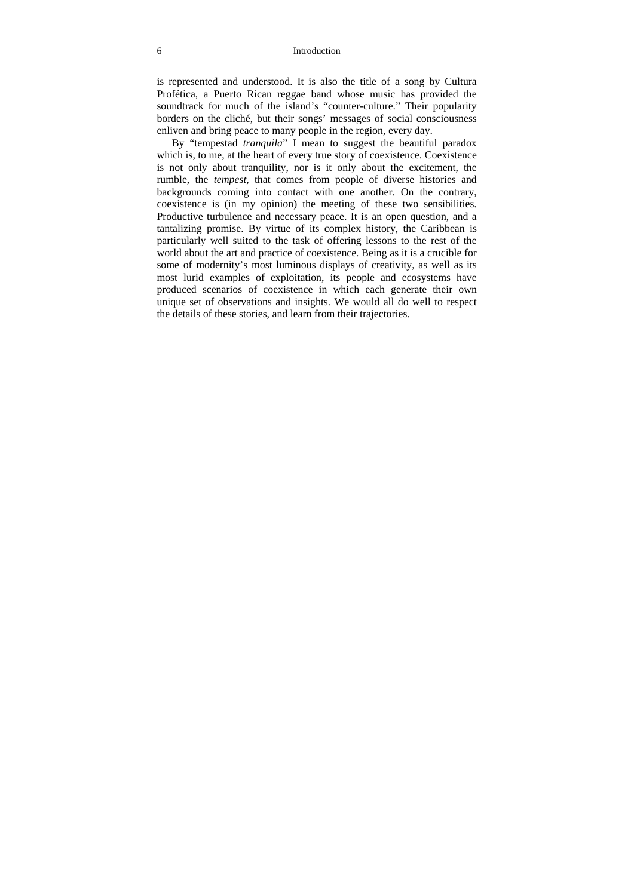is represented and understood. It is also the title of a song by Cultura Profética, a Puerto Rican reggae band whose music has provided the soundtrack for much of the island's "counter-culture." Their popularity borders on the cliché, but their songs' messages of social consciousness enliven and bring peace to many people in the region, every day.

By "tempestad *tranquila*" I mean to suggest the beautiful paradox which is, to me, at the heart of every true story of coexistence. Coexistence is not only about tranquility, nor is it only about the excitement, the rumble, the *tempest*, that comes from people of diverse histories and backgrounds coming into contact with one another. On the contrary, coexistence is (in my opinion) the meeting of these two sensibilities. Productive turbulence and necessary peace. It is an open question, and a tantalizing promise. By virtue of its complex history, the Caribbean is particularly well suited to the task of offering lessons to the rest of the world about the art and practice of coexistence. Being as it is a crucible for some of modernity's most luminous displays of creativity, as well as its most lurid examples of exploitation, its people and ecosystems have produced scenarios of coexistence in which each generate their own unique set of observations and insights. We would all do well to respect the details of these stories, and learn from their trajectories.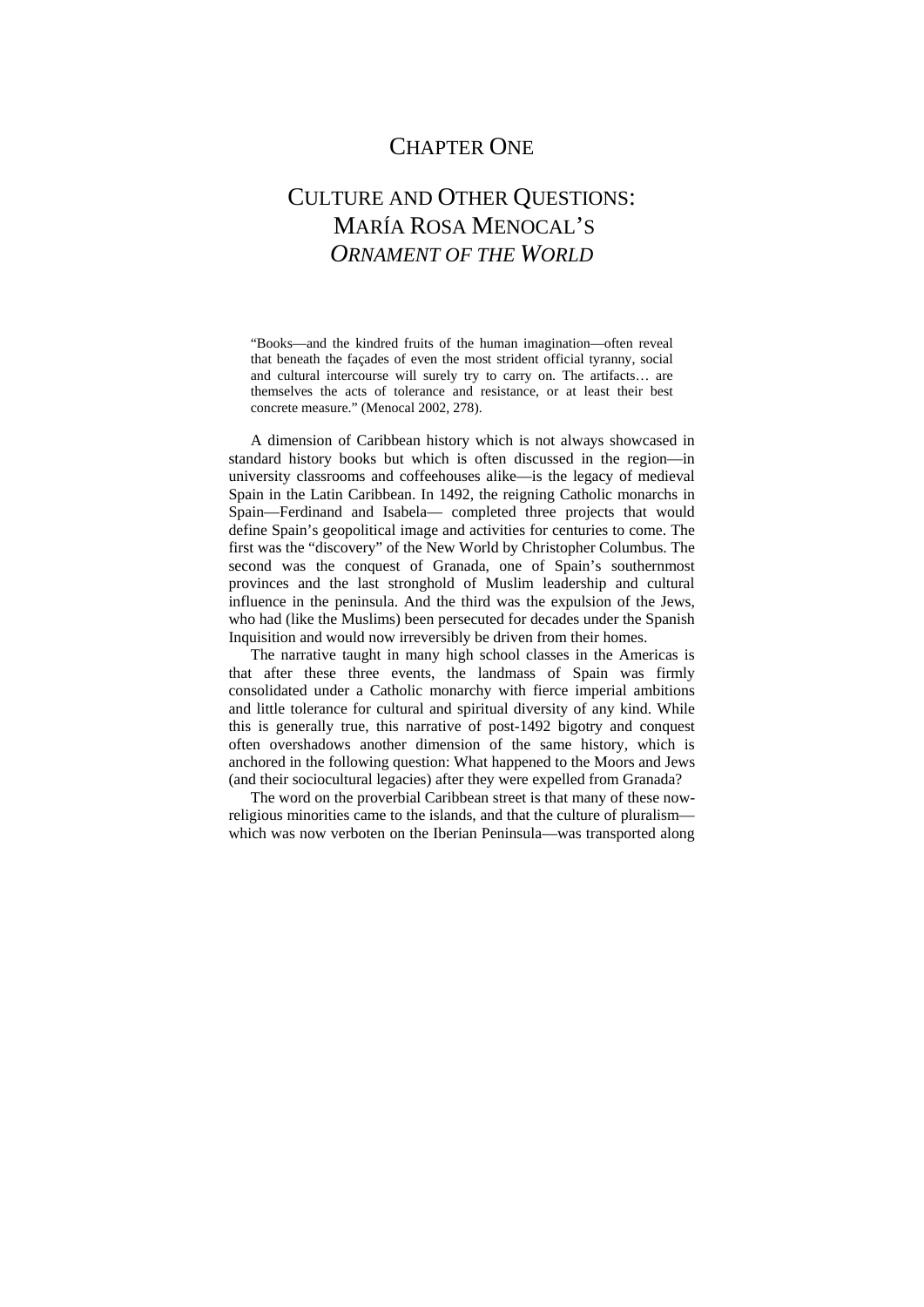# CHAPTER ONE

# CULTURE AND OTHER QUESTIONS: MARÍA ROSA MENOCAL'S *ORNAMENT OF THE WORLD*

> "Books—and the kindred fruits of the human imagination—often reveal that beneath the façades of even the most strident official tyranny, social and cultural intercourse will surely try to carry on. The artifacts… are themselves the acts of tolerance and resistance, or at least their best concrete measure." (Menocal 2002, 278).

A dimension of Caribbean history which is not always showcased in standard history books but which is often discussed in the region—in university classrooms and coffeehouses alike—is the legacy of medieval Spain in the Latin Caribbean. In 1492, the reigning Catholic monarchs in Spain—Ferdinand and Isabela— completed three projects that would define Spain's geopolitical image and activities for centuries to come. The first was the "discovery" of the New World by Christopher Columbus. The second was the conquest of Granada, one of Spain's southernmost provinces and the last stronghold of Muslim leadership and cultural influence in the peninsula. And the third was the expulsion of the Jews, who had (like the Muslims) been persecuted for decades under the Spanish Inquisition and would now irreversibly be driven from their homes.

The narrative taught in many high school classes in the Americas is that after these three events, the landmass of Spain was firmly consolidated under a Catholic monarchy with fierce imperial ambitions and little tolerance for cultural and spiritual diversity of any kind. While this is generally true, this narrative of post-1492 bigotry and conquest often overshadows another dimension of the same history, which is anchored in the following question: What happened to the Moors and Jews (and their sociocultural legacies) after they were expelled from Granada?

The word on the proverbial Caribbean street is that many of these now-religious minorities came to the islands, and that the culture of pluralism—which was now verboten on the Iberian Peninsula—was transported along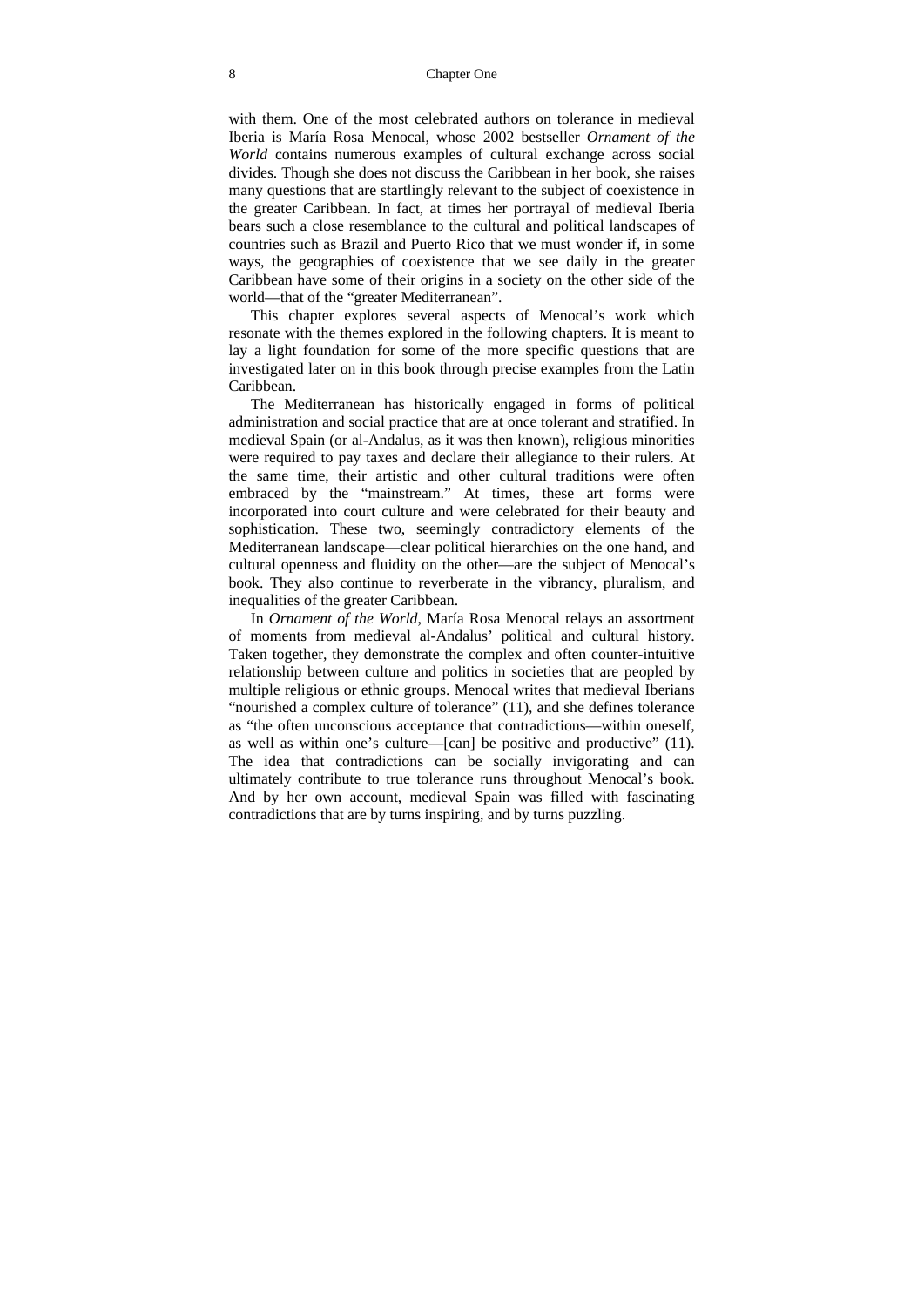with them. One of the most celebrated authors on tolerance in medieval Iberia is María Rosa Menocal, whose 2002 bestseller *Ornament of the World* contains numerous examples of cultural exchange across social divides. Though she does not discuss the Caribbean in her book, she raises many questions that are startlingly relevant to the subject of coexistence in the greater Caribbean. In fact, at times her portrayal of medieval Iberia bears such a close resemblance to the cultural and political landscapes of countries such as Brazil and Puerto Rico that we must wonder if, in some ways, the geographies of coexistence that we see daily in the greater Caribbean have some of their origins in a society on the other side of the world—that of the "greater Mediterranean".

This chapter explores several aspects of Menocal's work which resonate with the themes explored in the following chapters. It is meant to lay a light foundation for some of the more specific questions that are investigated later on in this book through precise examples from the Latin Caribbean.

The Mediterranean has historically engaged in forms of political administration and social practice that are at once tolerant and stratified. In medieval Spain (or al-Andalus, as it was then known), religious minorities were required to pay taxes and declare their allegiance to their rulers. At the same time, their artistic and other cultural traditions were often embraced by the "mainstream." At times, these art forms were incorporated into court culture and were celebrated for their beauty and sophistication. These two, seemingly contradictory elements of the Mediterranean landscape—clear political hierarchies on the one hand, and cultural openness and fluidity on the other—are the subject of Menocal's book. They also continue to reverberate in the vibrancy, pluralism, and inequalities of the greater Caribbean.

In *Ornament of the World*, María Rosa Menocal relays an assortment of moments from medieval al-Andalus' political and cultural history. Taken together, they demonstrate the complex and often counter-intuitive relationship between culture and politics in societies that are peopled by multiple religious or ethnic groups. Menocal writes that medieval Iberians "nourished a complex culture of tolerance" (11), and she defines tolerance as "the often unconscious acceptance that contradictions—within oneself, as well as within one's culture—[can] be positive and productive" (11). The idea that contradictions can be socially invigorating and can ultimately contribute to true tolerance runs throughout Menocal's book. And by her own account, medieval Spain was filled with fascinating contradictions that are by turns inspiring, and by turns puzzling.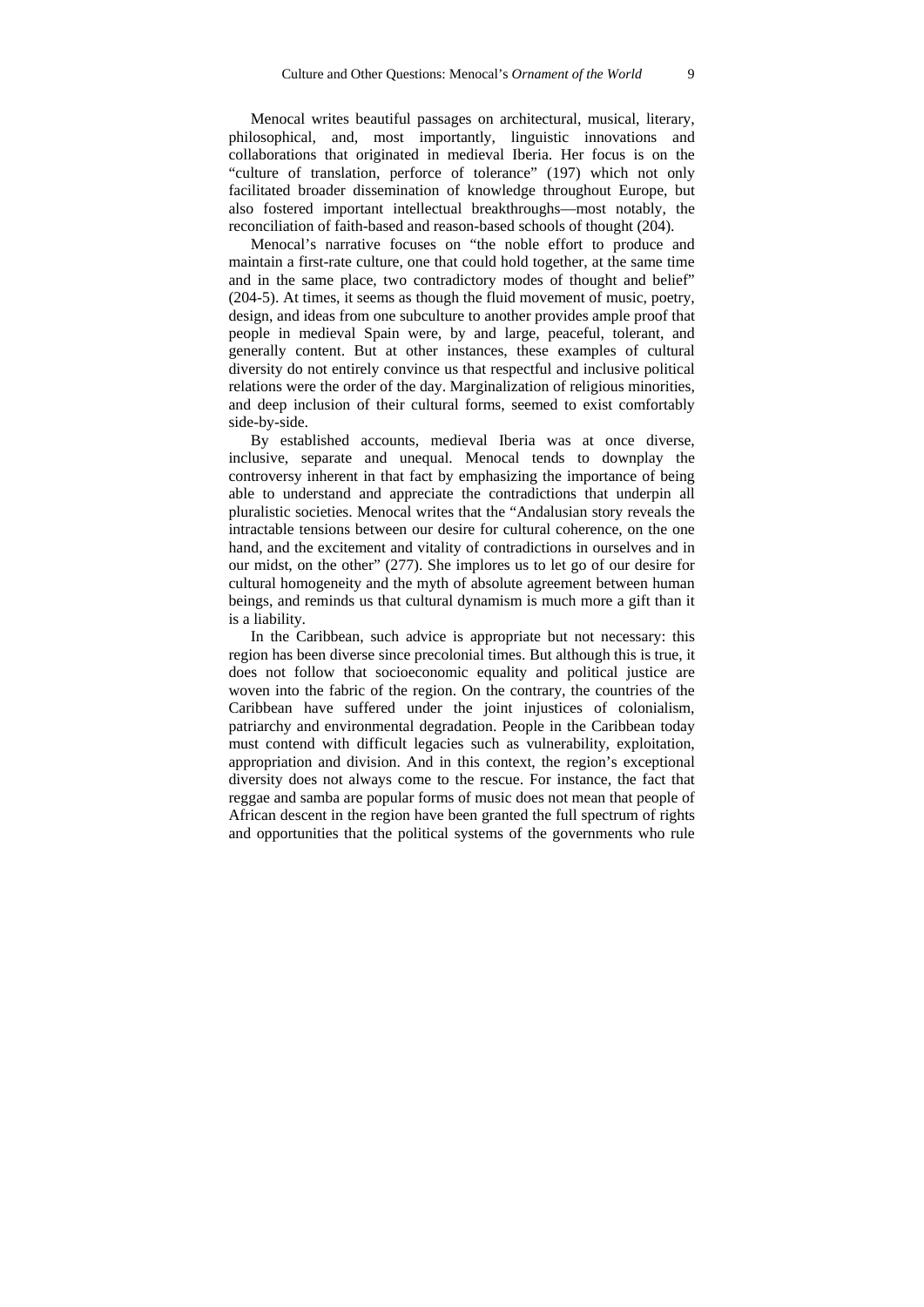Menocal writes beautiful passages on architectural, musical, literary, philosophical, and, most importantly, linguistic innovations and collaborations that originated in medieval Iberia. Her focus is on the "culture of translation, perforce of tolerance" (197) which not only facilitated broader dissemination of knowledge throughout Europe, but also fostered important intellectual breakthroughs—most notably, the reconciliation of faith-based and reason-based schools of thought (204).

Menocal's narrative focuses on "the noble effort to produce and maintain a first-rate culture, one that could hold together, at the same time and in the same place, two contradictory modes of thought and belief" (204-5). At times, it seems as though the fluid movement of music, poetry, design, and ideas from one subculture to another provides ample proof that people in medieval Spain were, by and large, peaceful, tolerant, and generally content. But at other instances, these examples of cultural diversity do not entirely convince us that respectful and inclusive political relations were the order of the day. Marginalization of religious minorities, and deep inclusion of their cultural forms, seemed to exist comfortably side-by-side.

By established accounts, medieval Iberia was at once diverse, inclusive, separate and unequal. Menocal tends to downplay the controversy inherent in that fact by emphasizing the importance of being able to understand and appreciate the contradictions that underpin all pluralistic societies. Menocal writes that the "Andalusian story reveals the intractable tensions between our desire for cultural coherence, on the one hand, and the excitement and vitality of contradictions in ourselves and in our midst, on the other" (277). She implores us to let go of our desire for cultural homogeneity and the myth of absolute agreement between human beings, and reminds us that cultural dynamism is much more a gift than it is a liability.

In the Caribbean, such advice is appropriate but not necessary: this region has been diverse since precolonial times. But although this is true, it does not follow that socioeconomic equality and political justice are woven into the fabric of the region. On the contrary, the countries of the Caribbean have suffered under the joint injustices of colonialism, patriarchy and environmental degradation. People in the Caribbean today must contend with difficult legacies such as vulnerability, exploitation, appropriation and division. And in this context, the region's exceptional diversity does not always come to the rescue. For instance, the fact that reggae and samba are popular forms of music does not mean that people of African descent in the region have been granted the full spectrum of rights and opportunities that the political systems of the governments who rule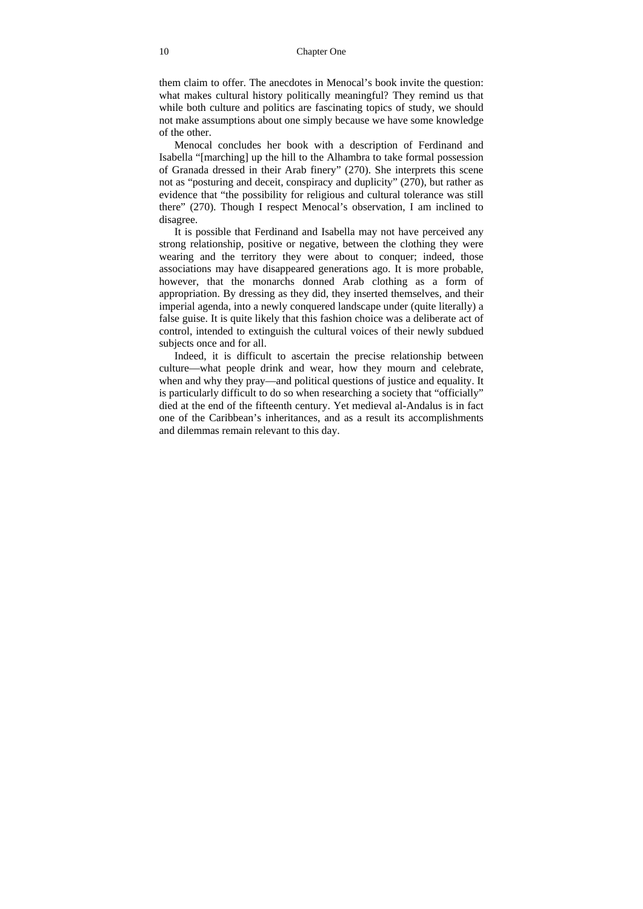them claim to offer. The anecdotes in Menocal's book invite the question: what makes cultural history politically meaningful? They remind us that while both culture and politics are fascinating topics of study, we should not make assumptions about one simply because we have some knowledge of the other.

Menocal concludes her book with a description of Ferdinand and Isabella "[marching] up the hill to the Alhambra to take formal possession of Granada dressed in their Arab finery" (270). She interprets this scene not as "posturing and deceit, conspiracy and duplicity" (270), but rather as evidence that "the possibility for religious and cultural tolerance was still there" (270). Though I respect Menocal's observation, I am inclined to disagree.

It is possible that Ferdinand and Isabella may not have perceived any strong relationship, positive or negative, between the clothing they were wearing and the territory they were about to conquer; indeed, those associations may have disappeared generations ago. It is more probable, however, that the monarchs donned Arab clothing as a form of appropriation. By dressing as they did, they inserted themselves, and their imperial agenda, into a newly conquered landscape under (quite literally) a false guise. It is quite likely that this fashion choice was a deliberate act of control, intended to extinguish the cultural voices of their newly subdued subjects once and for all.

Indeed, it is difficult to ascertain the precise relationship between culture—what people drink and wear, how they mourn and celebrate, when and why they pray—and political questions of justice and equality. It is particularly difficult to do so when researching a society that "officially" died at the end of the fifteenth century. Yet medieval al-Andalus is in fact one of the Caribbean's inheritances, and as a result its accomplishments and dilemmas remain relevant to this day.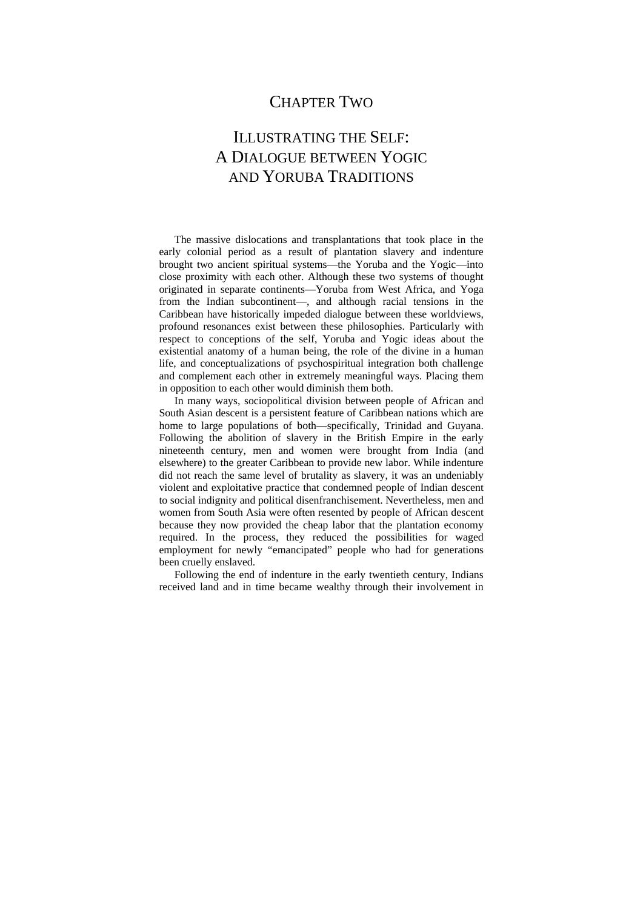# CHAPTER TWO

## ILLUSTRATING THE SELF: A DIALOGUE BETWEEN YOGIC AND YORUBA TRADITIONS

The massive dislocations and transplantations that took place in the early colonial period as a result of plantation slavery and indenture brought two ancient spiritual systems—the Yoruba and the Yogic—into close proximity with each other. Although these two systems of thought originated in separate continents—Yoruba from West Africa, and Yoga from the Indian subcontinent—, and although racial tensions in the Caribbean have historically impeded dialogue between these worldviews, profound resonances exist between these philosophies. Particularly with respect to conceptions of the self, Yoruba and Yogic ideas about the existential anatomy of a human being, the role of the divine in a human life, and conceptualizations of psychospiritual integration both challenge and complement each other in extremely meaningful ways. Placing them in opposition to each other would diminish them both.

In many ways, sociopolitical division between people of African and South Asian descent is a persistent feature of Caribbean nations which are home to large populations of both—specifically, Trinidad and Guyana. Following the abolition of slavery in the British Empire in the early nineteenth century, men and women were brought from India (and elsewhere) to the greater Caribbean to provide new labor. While indenture did not reach the same level of brutality as slavery, it was an undeniably violent and exploitative practice that condemned people of Indian descent to social indignity and political disenfranchisement. Nevertheless, men and women from South Asia were often resented by people of African descent because they now provided the cheap labor that the plantation economy required. In the process, they reduced the possibilities for waged employment for newly "emancipated" people who had for generations been cruelly enslaved.

Following the end of indenture in the early twentieth century, Indians received land and in time became wealthy through their involvement in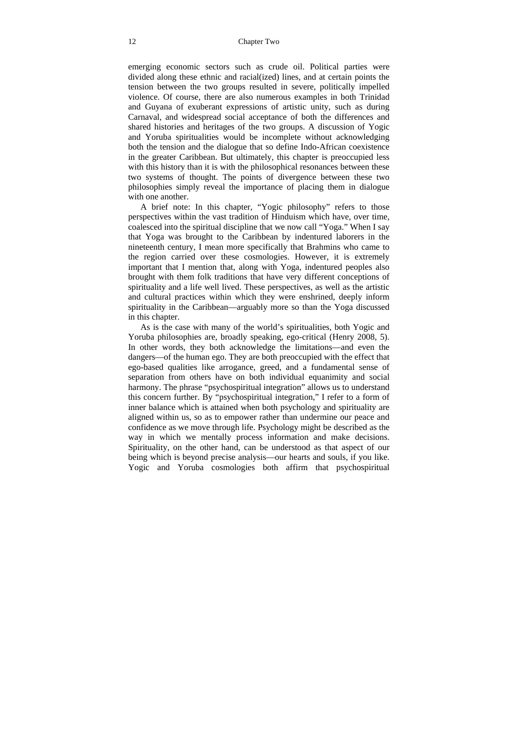emerging economic sectors such as crude oil. Political parties were divided along these ethnic and racial(ized) lines, and at certain points the tension between the two groups resulted in severe, politically impelled violence. Of course, there are also numerous examples in both Trinidad and Guyana of exuberant expressions of artistic unity, such as during Carnaval, and widespread social acceptance of both the differences and shared histories and heritages of the two groups. A discussion of Yogic and Yoruba spiritualities would be incomplete without acknowledging both the tension and the dialogue that so define Indo-African coexistence in the greater Caribbean. But ultimately, this chapter is preoccupied less with this history than it is with the philosophical resonances between these two systems of thought. The points of divergence between these two philosophies simply reveal the importance of placing them in dialogue with one another.

A brief note: In this chapter, "Yogic philosophy" refers to those perspectives within the vast tradition of Hinduism which have, over time, coalesced into the spiritual discipline that we now call "Yoga." When I say that Yoga was brought to the Caribbean by indentured laborers in the nineteenth century, I mean more specifically that Brahmins who came to the region carried over these cosmologies. However, it is extremely important that I mention that, along with Yoga, indentured peoples also brought with them folk traditions that have very different conceptions of spirituality and a life well lived. These perspectives, as well as the artistic and cultural practices within which they were enshrined, deeply inform spirituality in the Caribbean—arguably more so than the Yoga discussed in this chapter.

As is the case with many of the world's spiritualities, both Yogic and Yoruba philosophies are, broadly speaking, ego-critical (Henry 2008, 5). In other words, they both acknowledge the limitations—and even the dangers—of the human ego. They are both preoccupied with the effect that ego-based qualities like arrogance, greed, and a fundamental sense of separation from others have on both individual equanimity and social harmony. The phrase "psychospiritual integration" allows us to understand this concern further. By "psychospiritual integration," I refer to a form of inner balance which is attained when both psychology and spirituality are aligned within us, so as to empower rather than undermine our peace and confidence as we move through life. Psychology might be described as the way in which we mentally process information and make decisions. Spirituality, on the other hand, can be understood as that aspect of our being which is beyond precise analysis—our hearts and souls, if you like. Yogic and Yoruba cosmologies both affirm that psychospiritual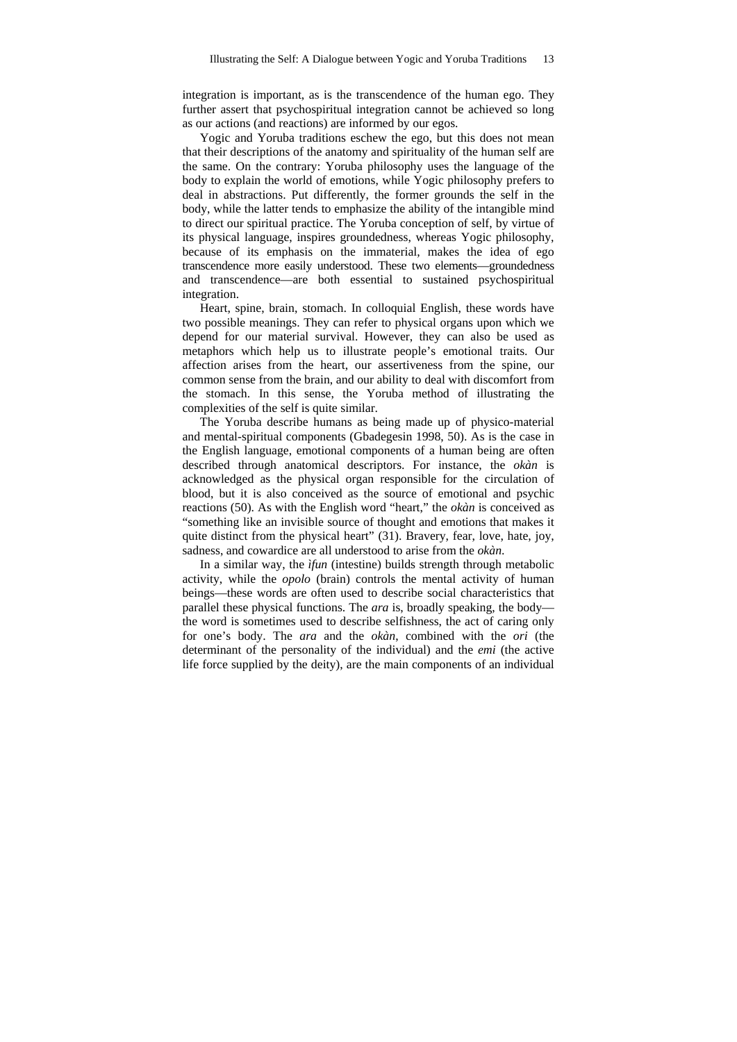integration is important, as is the transcendence of the human ego. They further assert that psychospiritual integration cannot be achieved so long as our actions (and reactions) are informed by our egos.

Yogic and Yoruba traditions eschew the ego, but this does not mean that their descriptions of the anatomy and spirituality of the human self are the same. On the contrary: Yoruba philosophy uses the language of the body to explain the world of emotions, while Yogic philosophy prefers to deal in abstractions. Put differently, the former grounds the self in the body, while the latter tends to emphasize the ability of the intangible mind to direct our spiritual practice. The Yoruba conception of self, by virtue of its physical language, inspires groundedness, whereas Yogic philosophy, because of its emphasis on the immaterial, makes the idea of ego transcendence more easily understood. These two elements—groundedness and transcendence—are both essential to sustained psychospiritual integration.

Heart, spine, brain, stomach. In colloquial English, these words have two possible meanings. They can refer to physical organs upon which we depend for our material survival. However, they can also be used as metaphors which help us to illustrate people's emotional traits. Our affection arises from the heart, our assertiveness from the spine, our common sense from the brain, and our ability to deal with discomfort from the stomach. In this sense, the Yoruba method of illustrating the complexities of the self is quite similar.

The Yoruba describe humans as being made up of physico-material and mental-spiritual components (Gbadegesin 1998, 50). As is the case in the English language, emotional components of a human being are often described through anatomical descriptors. For instance, the *okàn* is acknowledged as the physical organ responsible for the circulation of blood, but it is also conceived as the source of emotional and psychic reactions (50). As with the English word "heart," the *okàn* is conceived as "something like an invisible source of thought and emotions that makes it quite distinct from the physical heart" (31). Bravery, fear, love, hate, joy, sadness, and cowardice are all understood to arise from the *okàn*.

In a similar way, the *ìfun* (intestine) builds strength through metabolic activity, while the *opolo* (brain) controls the mental activity of human beings—these words are often used to describe social characteristics that parallel these physical functions. The *ara* is, broadly speaking, the body—the word is sometimes used to describe selfishness, the act of caring only for one's body. The *ara* and the *okàn*, combined with the *ori* (the determinant of the personality of the individual) and the *emi* (the active life force supplied by the deity), are the main components of an individual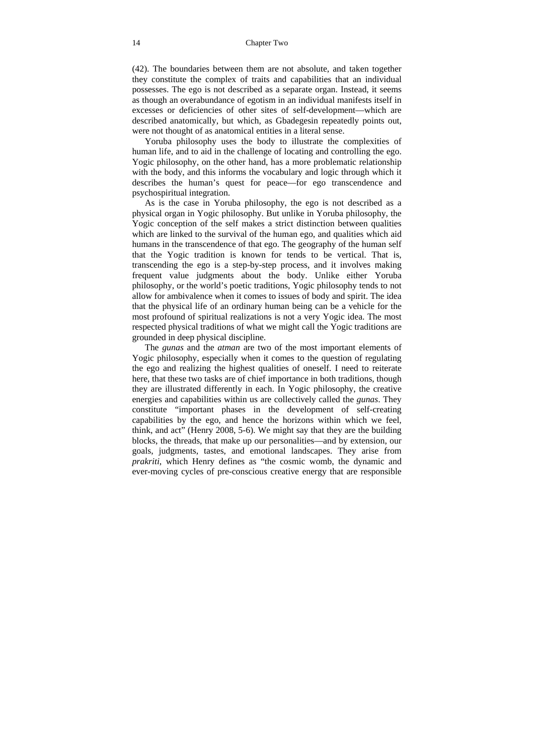(42). The boundaries between them are not absolute, and taken together they constitute the complex of traits and capabilities that an individual possesses. The ego is not described as a separate organ. Instead, it seems as though an overabundance of egotism in an individual manifests itself in excesses or deficiencies of other sites of self-development—which are described anatomically, but which, as Gbadegesin repeatedly points out, were not thought of as anatomical entities in a literal sense.

Yoruba philosophy uses the body to illustrate the complexities of human life, and to aid in the challenge of locating and controlling the ego. Yogic philosophy, on the other hand, has a more problematic relationship with the body, and this informs the vocabulary and logic through which it describes the human's quest for peace—for ego transcendence and psychospiritual integration.

As is the case in Yoruba philosophy, the ego is not described as a physical organ in Yogic philosophy. But unlike in Yoruba philosophy, the Yogic conception of the self makes a strict distinction between qualities which are linked to the survival of the human ego, and qualities which aid humans in the transcendence of that ego. The geography of the human self that the Yogic tradition is known for tends to be vertical. That is, transcending the ego is a step-by-step process, and it involves making frequent value judgments about the body. Unlike either Yoruba philosophy, or the world's poetic traditions, Yogic philosophy tends to not allow for ambivalence when it comes to issues of body and spirit. The idea that the physical life of an ordinary human being can be a vehicle for the most profound of spiritual realizations is not a very Yogic idea. The most respected physical traditions of what we might call the Yogic traditions are grounded in deep physical discipline.

The *gunas* and the *atman* are two of the most important elements of Yogic philosophy, especially when it comes to the question of regulating the ego and realizing the highest qualities of oneself. I need to reiterate here, that these two tasks are of chief importance in both traditions, though they are illustrated differently in each. In Yogic philosophy, the creative energies and capabilities within us are collectively called the *gunas*. They constitute "important phases in the development of self-creating capabilities by the ego, and hence the horizons within which we feel, think, and act" (Henry 2008, 5-6). We might say that they are the building blocks, the threads, that make up our personalities—and by extension, our goals, judgments, tastes, and emotional landscapes. They arise from *prakriti*, which Henry defines as "the cosmic womb, the dynamic and ever-moving cycles of pre-conscious creative energy that are responsible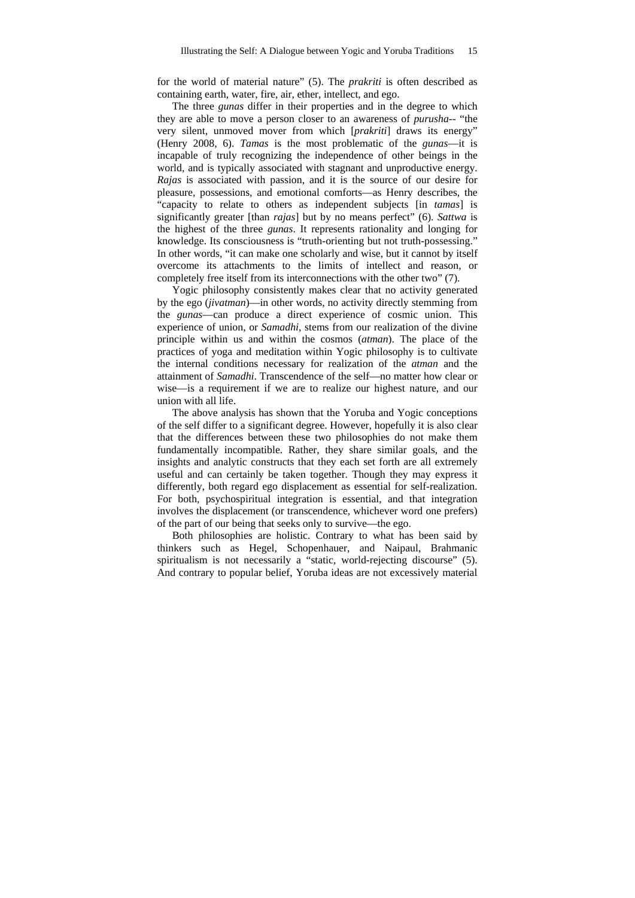for the world of material nature" (5). The *prakriti* is often described as containing earth, water, fire, air, ether, intellect, and ego.

The three *gunas* differ in their properties and in the degree to which they are able to move a person closer to an awareness of *purusha*-- "the very silent, unmoved mover from which [*prakriti*] draws its energy" (Henry 2008, 6). *Tamas* is the most problematic of the *gunas*—it is incapable of truly recognizing the independence of other beings in the world, and is typically associated with stagnant and unproductive energy. *Rajas* is associated with passion, and it is the source of our desire for pleasure, possessions, and emotional comforts—as Henry describes, the "capacity to relate to others as independent subjects [in *tamas*] is significantly greater [than *rajas*] but by no means perfect" (6). *Sattwa* is the highest of the three *gunas*. It represents rationality and longing for knowledge. Its consciousness is "truth-orienting but not truth-possessing." In other words, "it can make one scholarly and wise, but it cannot by itself overcome its attachments to the limits of intellect and reason, or completely free itself from its interconnections with the other two" (7).

Yogic philosophy consistently makes clear that no activity generated by the ego (*jivatman*)—in other words, no activity directly stemming from the *gunas*—can produce a direct experience of cosmic union. This experience of union, or *Samadhi*, stems from our realization of the divine principle within us and within the cosmos (*atman*). The place of the practices of yoga and meditation within Yogic philosophy is to cultivate the internal conditions necessary for realization of the *atman* and the attainment of *Samadhi*. Transcendence of the self—no matter how clear or wise—is a requirement if we are to realize our highest nature, and our union with all life.

The above analysis has shown that the Yoruba and Yogic conceptions of the self differ to a significant degree. However, hopefully it is also clear that the differences between these two philosophies do not make them fundamentally incompatible. Rather, they share similar goals, and the insights and analytic constructs that they each set forth are all extremely useful and can certainly be taken together. Though they may express it differently, both regard ego displacement as essential for self-realization. For both, psychospiritual integration is essential, and that integration involves the displacement (or transcendence, whichever word one prefers) of the part of our being that seeks only to survive—the ego.

Both philosophies are holistic. Contrary to what has been said by thinkers such as Hegel, Schopenhauer, and Naipaul, Brahmanic spiritualism is not necessarily a "static, world-rejecting discourse" (5). And contrary to popular belief, Yoruba ideas are not excessively material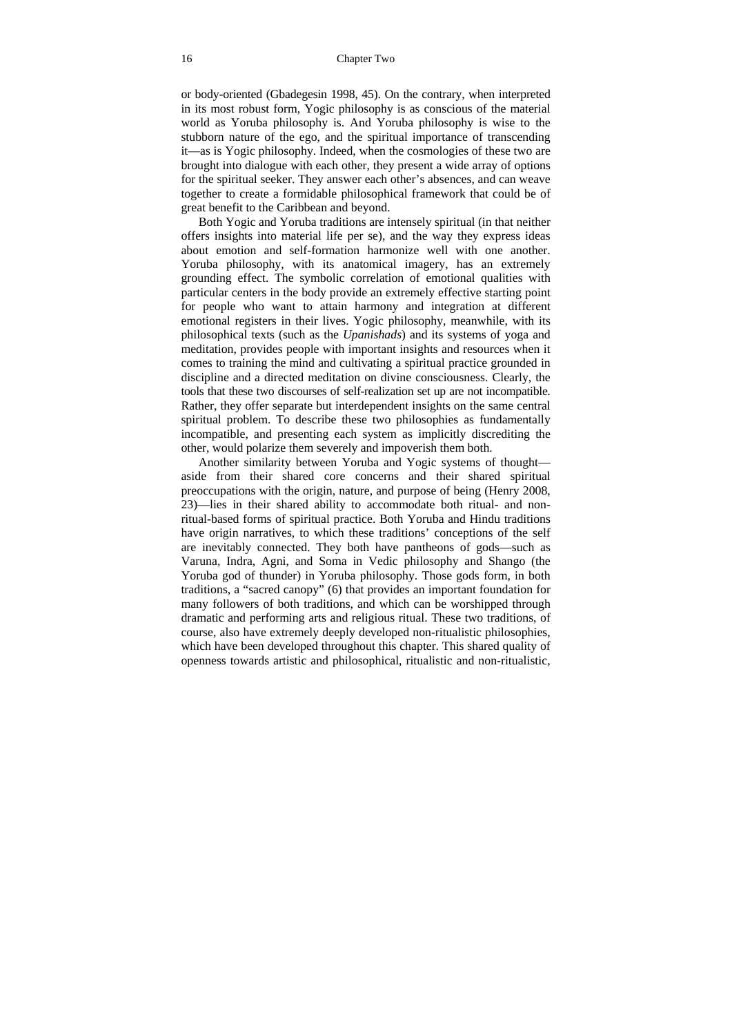or body-oriented (Gbadegesin 1998, 45). On the contrary, when interpreted in its most robust form, Yogic philosophy is as conscious of the material world as Yoruba philosophy is. And Yoruba philosophy is wise to the stubborn nature of the ego, and the spiritual importance of transcending it—as is Yogic philosophy. Indeed, when the cosmologies of these two are brought into dialogue with each other, they present a wide array of options for the spiritual seeker. They answer each other's absences, and can weave together to create a formidable philosophical framework that could be of great benefit to the Caribbean and beyond.

Both Yogic and Yoruba traditions are intensely spiritual (in that neither offers insights into material life per se), and the way they express ideas about emotion and self-formation harmonize well with one another. Yoruba philosophy, with its anatomical imagery, has an extremely grounding effect. The symbolic correlation of emotional qualities with particular centers in the body provide an extremely effective starting point for people who want to attain harmony and integration at different emotional registers in their lives. Yogic philosophy, meanwhile, with its philosophical texts (such as the *Upanishads*) and its systems of yoga and meditation, provides people with important insights and resources when it comes to training the mind and cultivating a spiritual practice grounded in discipline and a directed meditation on divine consciousness. Clearly, the tools that these two discourses of self-realization set up are not incompatible. Rather, they offer separate but interdependent insights on the same central spiritual problem. To describe these two philosophies as fundamentally incompatible, and presenting each system as implicitly discrediting the other, would polarize them severely and impoverish them both.

Another similarity between Yoruba and Yogic systems of thought—aside from their shared core concerns and their shared spiritual preoccupations with the origin, nature, and purpose of being (Henry 2008, 23)—lies in their shared ability to accommodate both ritual- and non-ritual-based forms of spiritual practice. Both Yoruba and Hindu traditions have origin narratives, to which these traditions' conceptions of the self are inevitably connected. They both have pantheons of gods—such as Varuna, Indra, Agni, and Soma in Vedic philosophy and Shango (the Yoruba god of thunder) in Yoruba philosophy. Those gods form, in both traditions, a "sacred canopy" (6) that provides an important foundation for many followers of both traditions, and which can be worshipped through dramatic and performing arts and religious ritual. These two traditions, of course, also have extremely deeply developed non-ritualistic philosophies, which have been developed throughout this chapter. This shared quality of openness towards artistic and philosophical, ritualistic and non-ritualistic,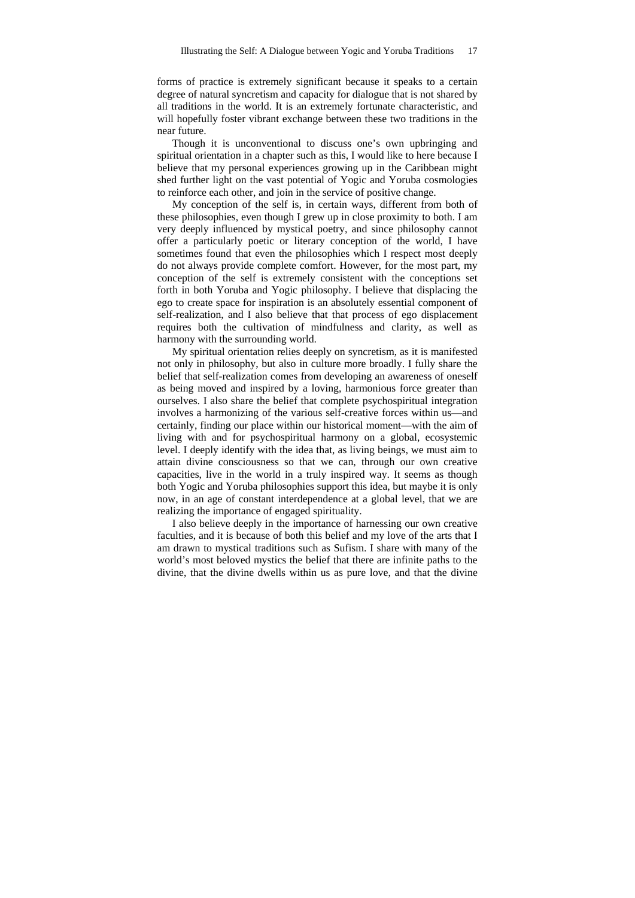forms of practice is extremely significant because it speaks to a certain degree of natural syncretism and capacity for dialogue that is not shared by all traditions in the world. It is an extremely fortunate characteristic, and will hopefully foster vibrant exchange between these two traditions in the near future.

Though it is unconventional to discuss one's own upbringing and spiritual orientation in a chapter such as this, I would like to here because I believe that my personal experiences growing up in the Caribbean might shed further light on the vast potential of Yogic and Yoruba cosmologies to reinforce each other, and join in the service of positive change.

My conception of the self is, in certain ways, different from both of these philosophies, even though I grew up in close proximity to both. I am very deeply influenced by mystical poetry, and since philosophy cannot offer a particularly poetic or literary conception of the world, I have sometimes found that even the philosophies which I respect most deeply do not always provide complete comfort. However, for the most part, my conception of the self is extremely consistent with the conceptions set forth in both Yoruba and Yogic philosophy. I believe that displacing the ego to create space for inspiration is an absolutely essential component of self-realization, and I also believe that that process of ego displacement requires both the cultivation of mindfulness and clarity, as well as harmony with the surrounding world.

My spiritual orientation relies deeply on syncretism, as it is manifested not only in philosophy, but also in culture more broadly. I fully share the belief that self-realization comes from developing an awareness of oneself as being moved and inspired by a loving, harmonious force greater than ourselves. I also share the belief that complete psychospiritual integration involves a harmonizing of the various self-creative forces within us—and certainly, finding our place within our historical moment—with the aim of living with and for psychospiritual harmony on a global, ecosystemic level. I deeply identify with the idea that, as living beings, we must aim to attain divine consciousness so that we can, through our own creative capacities, live in the world in a truly inspired way. It seems as though both Yogic and Yoruba philosophies support this idea, but maybe it is only now, in an age of constant interdependence at a global level, that we are realizing the importance of engaged spirituality.

I also believe deeply in the importance of harnessing our own creative faculties, and it is because of both this belief and my love of the arts that I am drawn to mystical traditions such as Sufism. I share with many of the world's most beloved mystics the belief that there are infinite paths to the divine, that the divine dwells within us as pure love, and that the divine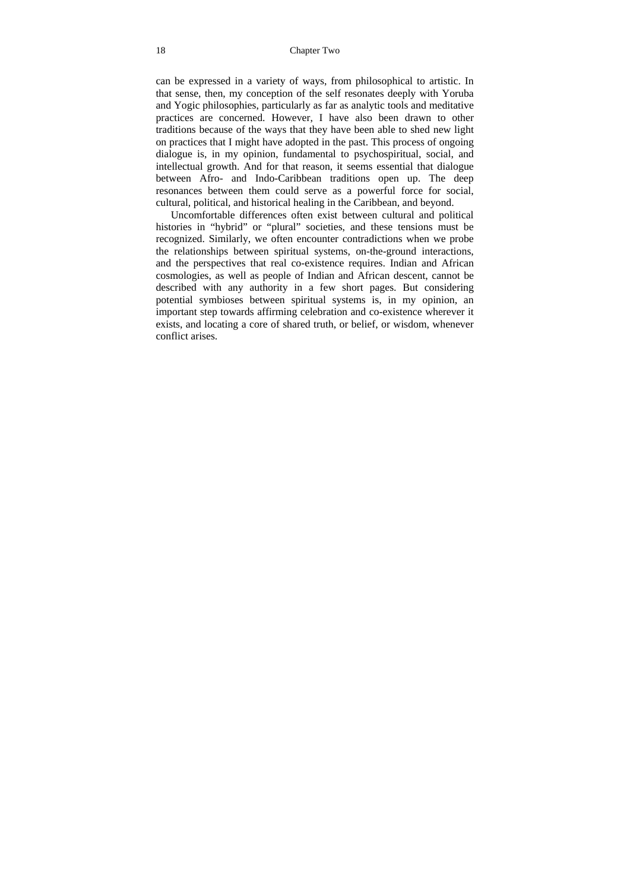can be expressed in a variety of ways, from philosophical to artistic. In that sense, then, my conception of the self resonates deeply with Yoruba and Yogic philosophies, particularly as far as analytic tools and meditative practices are concerned. However, I have also been drawn to other traditions because of the ways that they have been able to shed new light on practices that I might have adopted in the past. This process of ongoing dialogue is, in my opinion, fundamental to psychospiritual, social, and intellectual growth. And for that reason, it seems essential that dialogue between Afro- and Indo-Caribbean traditions open up. The deep resonances between them could serve as a powerful force for social, cultural, political, and historical healing in the Caribbean, and beyond.

Uncomfortable differences often exist between cultural and political histories in "hybrid" or "plural" societies, and these tensions must be recognized. Similarly, we often encounter contradictions when we probe the relationships between spiritual systems, on-the-ground interactions, and the perspectives that real co-existence requires. Indian and African cosmologies, as well as people of Indian and African descent, cannot be described with any authority in a few short pages. But considering potential symbioses between spiritual systems is, in my opinion, an important step towards affirming celebration and co-existence wherever it exists, and locating a core of shared truth, or belief, or wisdom, whenever conflict arises.